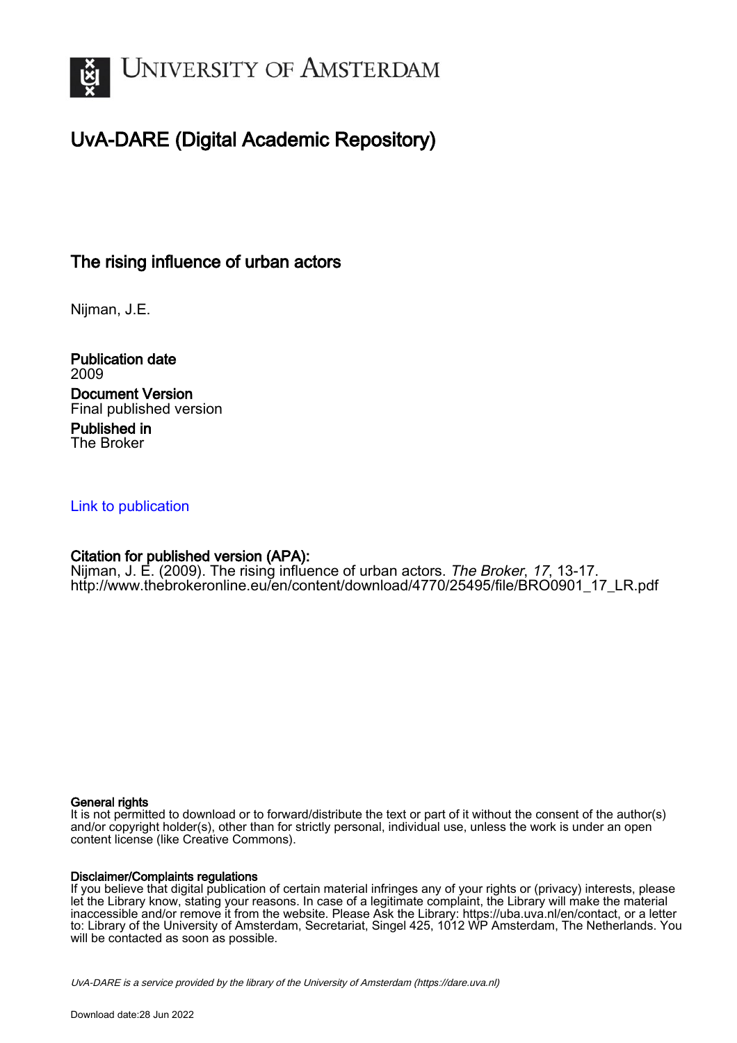# UvA-DARE (Digital Academic Repository)

## The rising influence of urban actors

Nijman, J.E.

**Publication date**
2009

**Document Version**
Final published version

**Published in**
The Broker

Link to publication

**Citation for published version (APA):**
Nijman, J. E. (2009). The rising influence of urban actors. *The Broker*, *17*, 13-17. http://www.thebrokeronline.eu/en/content/download/4770/25495/file/BRO0901_17_LR.pdf

**General rights**
It is not permitted to download or to forward/distribute the text or part of it without the consent of the author(s) and/or copyright holder(s), other than for strictly personal, individual use, unless the work is under an open content license (like Creative Commons).

**Disclaimer/Complaints regulations**
If you believe that digital publication of certain material infringes any of your rights or (privacy) interests, please let the Library know, stating your reasons. In case of a legitimate complaint, the Library will make the material inaccessible and/or remove it from the website. Please Ask the Library: https://uba.uva.nl/en/contact, or a letter to: Library of the University of Amsterdam, Secretariat, Singel 425, 1012 WP Amsterdam, The Netherlands. You will be contacted as soon as possible.

UvA-DARE is a service provided by the library of the University of Amsterdam (https://dare.uva.nl)

Download date:28 Jun 2022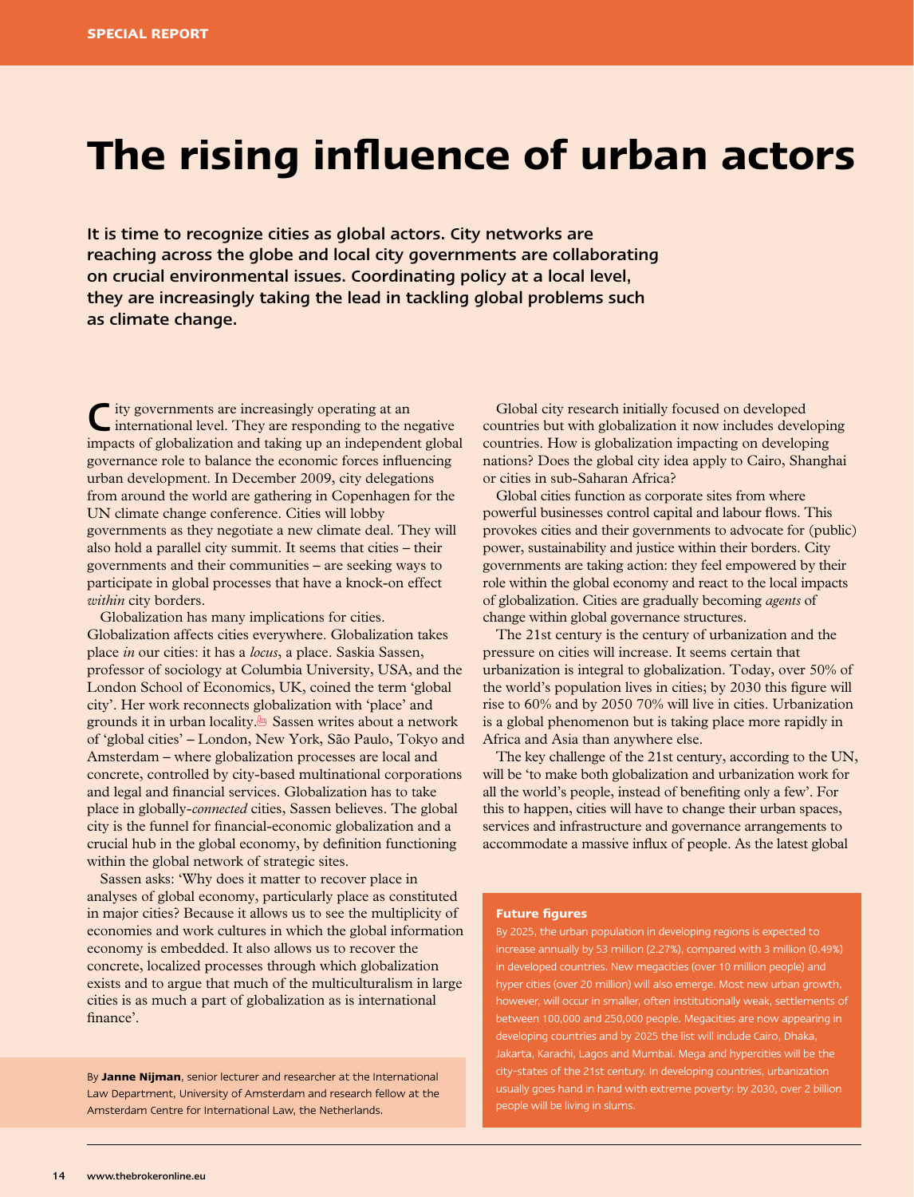# The rising influence of urban actors

**It is time to recognize cities as global actors. City networks are reaching across the globe and local city governments are collaborating on crucial environmental issues. Coordinating policy at a local level, they are increasingly taking the lead in tackling global problems such as climate change.**

City governments are increasingly operating at an international level. They are responding to the negative impacts of globalization and taking up an independent global governance role to balance the economic forces influencing urban development. In December 2009, city delegations from around the world are gathering in Copenhagen for the UN climate change conference. Cities will lobby governments as they negotiate a new climate deal. They will also hold a parallel city summit. It seems that cities – their governments and their communities – are seeking ways to participate in global processes that have a knock-on effect *within* city borders.

Globalization has many implications for cities. Globalization affects cities everywhere. Globalization takes place *in* our cities: it has a *locus*, a place. Saskia Sassen, professor of sociology at Columbia University, USA, and the London School of Economics, UK, coined the term 'global city'. Her work reconnects globalization with 'place' and grounds it in urban locality. Sassen writes about a network of 'global cities' – London, New York, São Paulo, Tokyo and Amsterdam – where globalization processes are local and concrete, controlled by city-based multinational corporations and legal and financial services. Globalization has to take place in globally-*connected* cities, Sassen believes. The global city is the funnel for financial-economic globalization and a crucial hub in the global economy, by definition functioning within the global network of strategic sites.

Sassen asks: 'Why does it matter to recover place in analyses of global economy, particularly place as constituted in major cities? Because it allows us to see the multiplicity of economies and work cultures in which the global information economy is embedded. It also allows us to recover the concrete, localized processes through which globalization exists and to argue that much of the multiculturalism in large cities is as much a part of globalization as is international finance'.

By **Janne Nijman**, senior lecturer and researcher at the International Law Department, University of Amsterdam and research fellow at the Amsterdam Centre for International Law, the Netherlands.

Global city research initially focused on developed countries but with globalization it now includes developing countries. How is globalization impacting on developing nations? Does the global city idea apply to Cairo, Shanghai or cities in sub-Saharan Africa?

Global cities function as corporate sites from where powerful businesses control capital and labour flows. This provokes cities and their governments to advocate for (public) power, sustainability and justice within their borders. City governments are taking action: they feel empowered by their role within the global economy and react to the local impacts of globalization. Cities are gradually becoming *agents* of change within global governance structures.

The 21st century is the century of urbanization and the pressure on cities will increase. It seems certain that urbanization is integral to globalization. Today, over 50% of the world's population lives in cities; by 2030 this figure will rise to 60% and by 2050 70% will live in cities. Urbanization is a global phenomenon but is taking place more rapidly in Africa and Asia than anywhere else.

The key challenge of the 21st century, according to the UN, will be 'to make both globalization and urbanization work for all the world's people, instead of benefiting only a few'. For this to happen, cities will have to change their urban spaces, services and infrastructure and governance arrangements to accommodate a massive influx of people. As the latest global

**Future figures**

By 2025, the urban population in developing regions is expected to increase annually by 53 million (2.27%), compared with 3 million (0.49%) in developed countries. New megacities (over 10 million people) and hyper cities (over 20 million) will also emerge. Most new urban growth, however, will occur in smaller, often institutionally weak, settlements of between 100,000 and 250,000 people. Megacities are now appearing in developing countries and by 2025 the list will include Cairo, Dhaka, Jakarta, Karachi, Lagos and Mumbai. Mega and hypercities will be the city-states of the 21st century. In developing countries, urbanization usually goes hand in hand with extreme poverty: by 2030, over 2 billion people will be living in slums.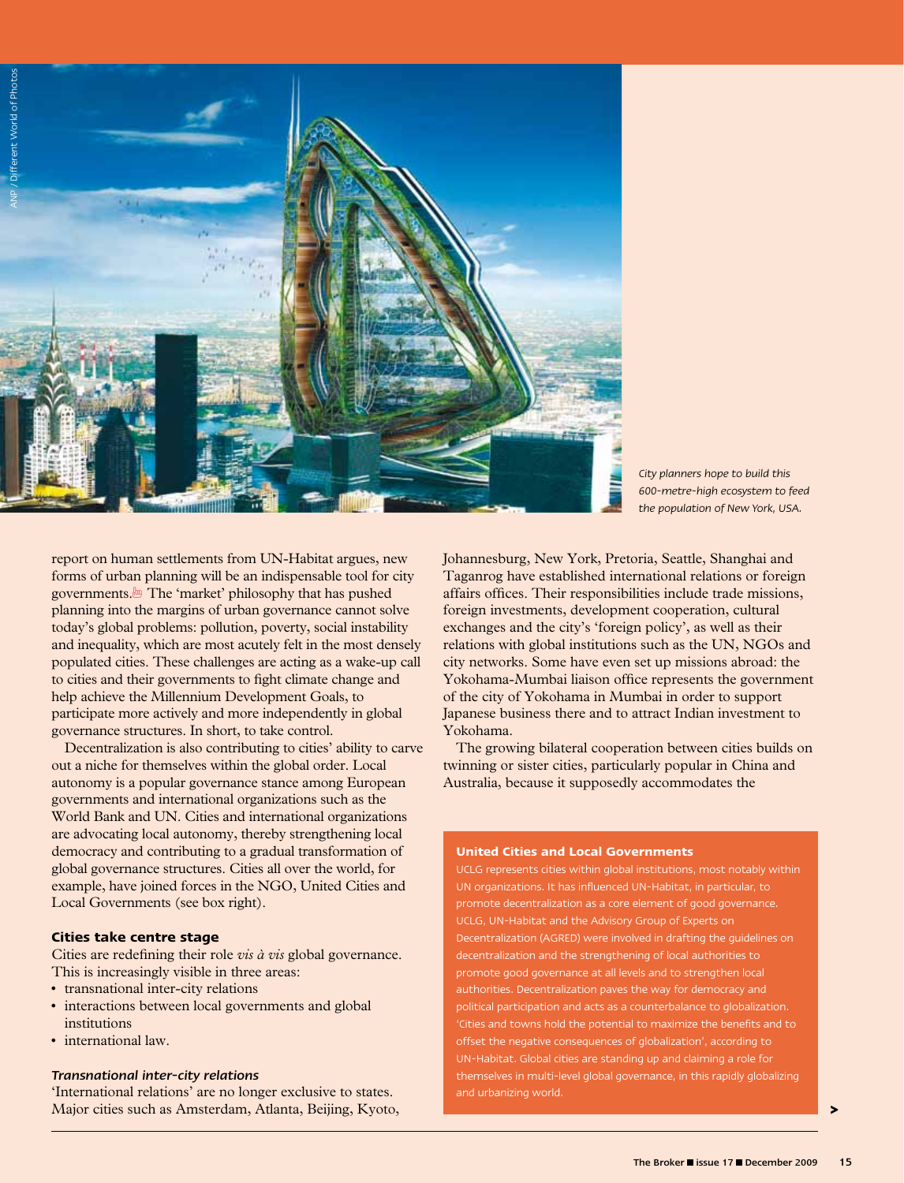City planners hope to build this 600-metre-high ecosystem to feed the population of New York, USA.

report on human settlements from UN-Habitat argues, new forms of urban planning will be an indispensable tool for city governments. The 'market' philosophy that has pushed planning into the margins of urban governance cannot solve today's global problems: pollution, poverty, social instability and inequality, which are most acutely felt in the most densely populated cities. These challenges are acting as a wake-up call to cities and their governments to fight climate change and help achieve the Millennium Development Goals, to participate more actively and more independently in global governance structures. In short, to take control.

Decentralization is also contributing to cities' ability to carve out a niche for themselves within the global order. Local autonomy is a popular governance stance among European governments and international organizations such as the World Bank and UN. Cities and international organizations are advocating local autonomy, thereby strengthening local democracy and contributing to a gradual transformation of global governance structures. Cities all over the world, for example, have joined forces in the NGO, United Cities and Local Governments (see box right).

### Cities take centre stage

Cities are redefining their role *vis à vis* global governance. This is increasingly visible in three areas:

- transnational inter-city relations
- interactions between local governments and global institutions
- international law.

#### *Transnational inter-city relations*

'International relations' are no longer exclusive to states. Major cities such as Amsterdam, Atlanta, Beijing, Kyoto, Johannesburg, New York, Pretoria, Seattle, Shanghai and Taganrog have established international relations or foreign affairs offices. Their responsibilities include trade missions, foreign investments, development cooperation, cultural exchanges and the city's 'foreign policy', as well as their relations with global institutions such as the UN, NGOs and city networks. Some have even set up missions abroad: the Yokohama-Mumbai liaison office represents the government of the city of Yokohama in Mumbai in order to support Japanese business there and to attract Indian investment to Yokohama.

The growing bilateral cooperation between cities builds on twinning or sister cities, particularly popular in China and Australia, because it supposedly accommodates the

---

**United Cities and Local Governments**

UCLG represents cities within global institutions, most notably within UN organizations. It has influenced UN-Habitat, in particular, to promote decentralization as a core element of good governance. UCLG, UN-Habitat and the Advisory Group of Experts on Decentralization (AGRED) were involved in drafting the guidelines on decentralization and the strengthening of local authorities to promote good governance at all levels and to strengthen local authorities. Decentralization paves the way for democracy and political participation and acts as a counterbalance to globalization. 'Cities and towns hold the potential to maximize the benefits and to offset the negative consequences of globalization', according to UN-Habitat. Global cities are standing up and claiming a role for themselves in multi-level global governance, in this rapidly globalizing and urbanizing world.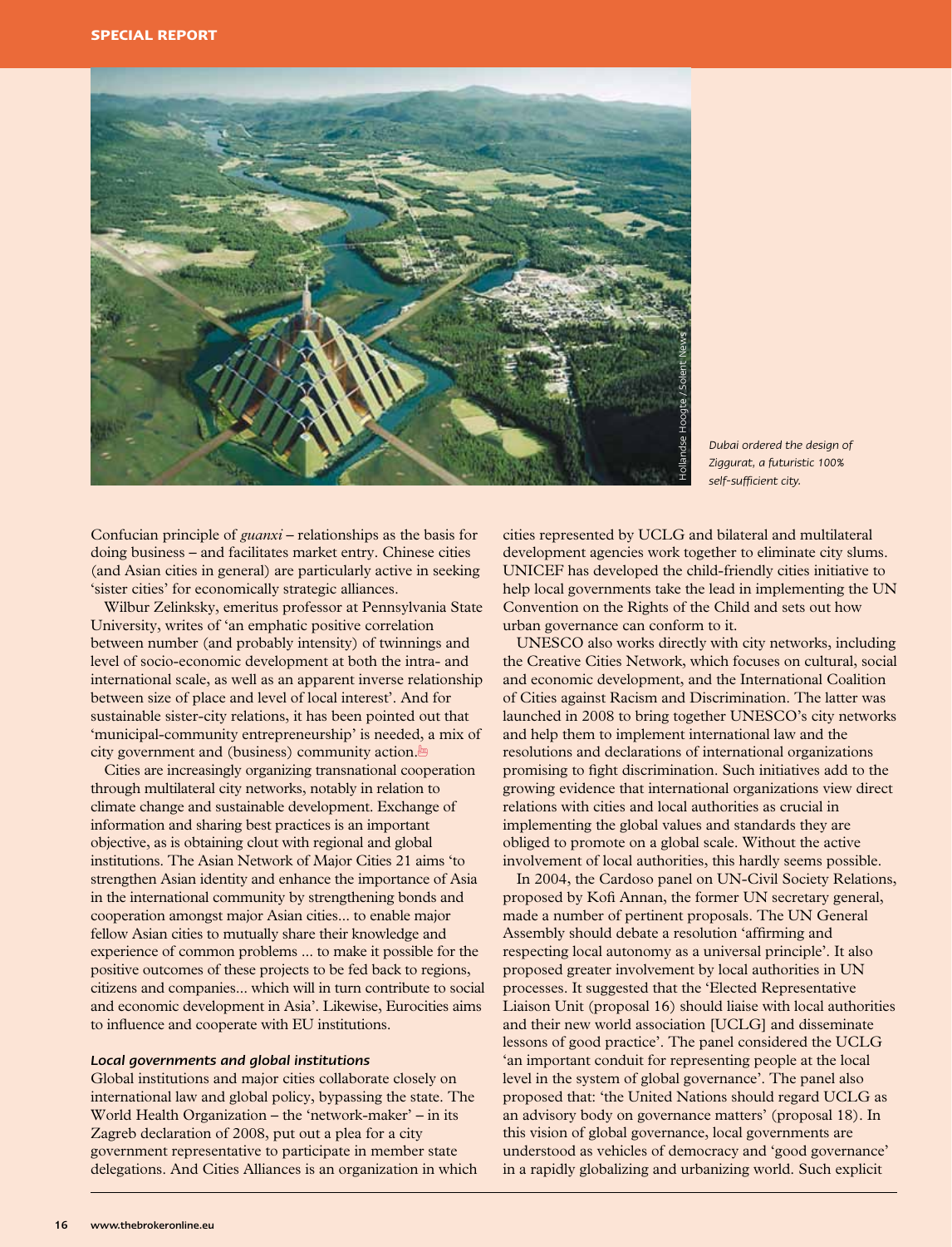Dubai ordered the design of Ziggurat, a futuristic 100% self-sufficient city.

Confucian principle of *guanxi* – relationships as the basis for doing business – and facilitates market entry. Chinese cities (and Asian cities in general) are particularly active in seeking 'sister cities' for economically strategic alliances.

Wilbur Zelinsky, emeritus professor at Pennsylvania State University, writes of 'an emphatic positive correlation between number (and probably intensity) of twinnings and level of socio-economic development at both the intra- and international scale, as well as an apparent inverse relationship between size of place and level of local interest'. And for sustainable sister-city relations, it has been pointed out that 'municipal-community entrepreneurship' is needed, a mix of city government and (business) community action.

Cities are increasingly organizing transnational cooperation through multilateral city networks, notably in relation to climate change and sustainable development. Exchange of information and sharing best practices is an important objective, as is obtaining clout with regional and global institutions. The Asian Network of Major Cities 21 aims 'to strengthen Asian identity and enhance the importance of Asia in the international community by strengthening bonds and cooperation amongst major Asian cities... to enable major fellow Asian cities to mutually share their knowledge and experience of common problems ... to make it possible for the positive outcomes of these projects to be fed back to regions, citizens and companies... which will in turn contribute to social and economic development in Asia'. Likewise, Eurocities aims to influence and cooperate with EU institutions.

#### *Local governments and global institutions*

Global institutions and major cities collaborate closely on international law and global policy, bypassing the state. The World Health Organization – the 'network-maker' – in its Zagreb declaration of 2008, put out a plea for a city government representative to participate in member state delegations. And Cities Alliances is an organization in which cities represented by UCLG and bilateral and multilateral development agencies work together to eliminate city slums. UNICEF has developed the child-friendly cities initiative to help local governments take the lead in implementing the UN Convention on the Rights of the Child and sets out how urban governance can conform to it.

UNESCO also works directly with city networks, including the Creative Cities Network, which focuses on cultural, social and economic development, and the International Coalition of Cities against Racism and Discrimination. The latter was launched in 2008 to bring together UNESCO's city networks and help them to implement international law and the resolutions and declarations of international organizations promising to fight discrimination. Such initiatives add to the growing evidence that international organizations view direct relations with cities and local authorities as crucial in implementing the global values and standards they are obliged to promote on a global scale. Without the active involvement of local authorities, this hardly seems possible.

In 2004, the Cardoso panel on UN-Civil Society Relations, proposed by Kofi Annan, the former UN secretary general, made a number of pertinent proposals. The UN General Assembly should debate a resolution 'affirming and respecting local autonomy as a universal principle'. It also proposed greater involvement by local authorities in UN processes. It suggested that the 'Elected Representative Liaison Unit (proposal 16) should liaise with local authorities and their new world association [UCLG] and disseminate lessons of good practice'. The panel considered the UCLG 'an important conduit for representing people at the local level in the system of global governance'. The panel also proposed that: 'the United Nations should regard UCLG as an advisory body on governance matters' (proposal 18). In this vision of global governance, local governments are understood as vehicles of democracy and 'good governance' in a rapidly globalizing and urbanizing world. Such explicit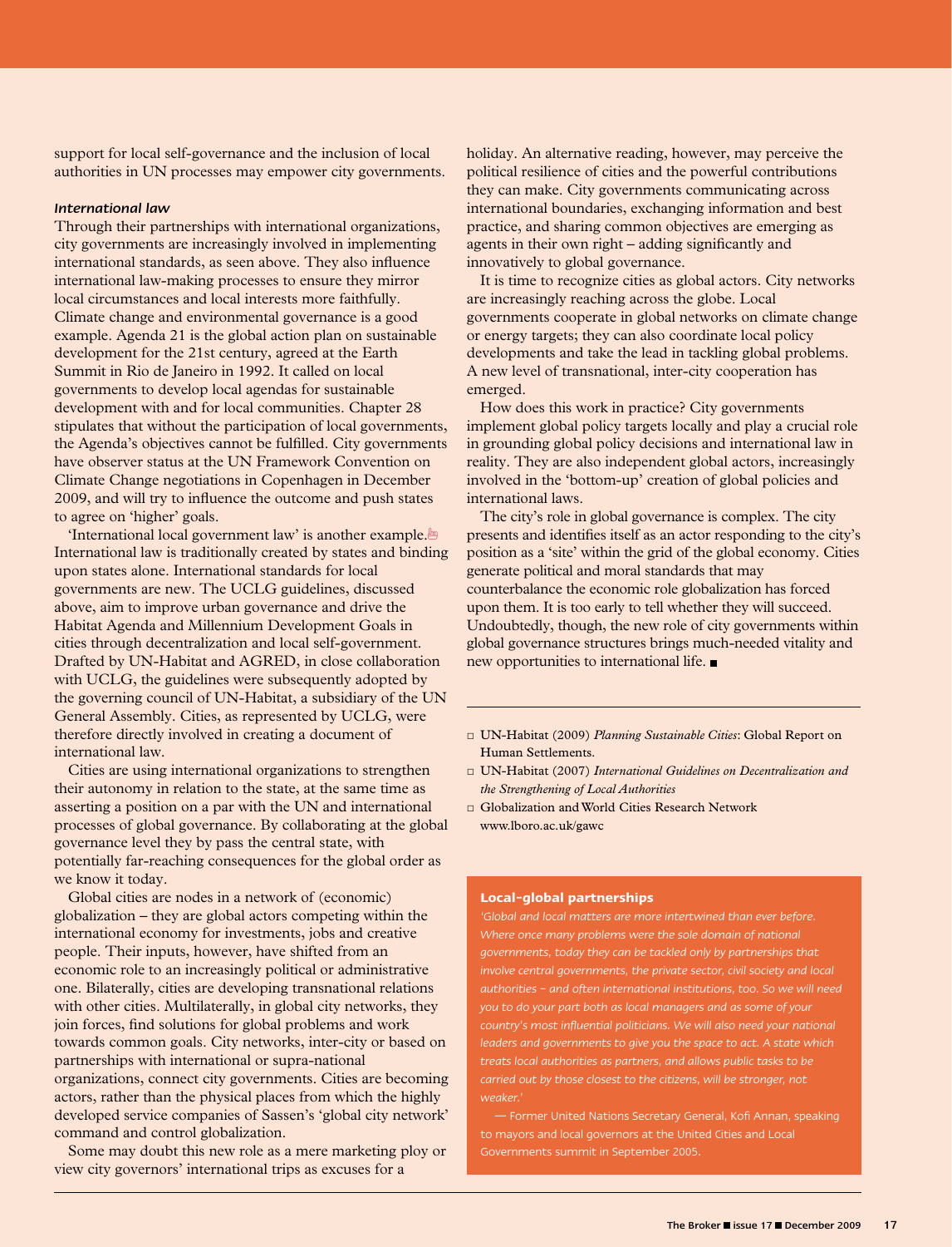support for local self-governance and the inclusion of local authorities in UN processes may empower city governments.

### *International law*

Through their partnerships with international organizations, city governments are increasingly involved in implementing international standards, as seen above. They also influence international law-making processes to ensure they mirror local circumstances and local interests more faithfully. Climate change and environmental governance is a good example. Agenda 21 is the global action plan on sustainable development for the 21st century, agreed at the Earth Summit in Rio de Janeiro in 1992. It called on local governments to develop local agendas for sustainable development with and for local communities. Chapter 28 stipulates that without the participation of local governments, the Agenda's objectives cannot be fulfilled. City governments have observer status at the UN Framework Convention on Climate Change negotiations in Copenhagen in December 2009, and will try to influence the outcome and push states to agree on 'higher' goals.

'International local government law' is another example. International law is traditionally created by states and binding upon states alone. International standards for local governments are new. The UCLG guidelines, discussed above, aim to improve urban governance and drive the Habitat Agenda and Millennium Development Goals in cities through decentralization and local self-government. Drafted by UN-Habitat and AGRED, in close collaboration with UCLG, the guidelines were subsequently adopted by the governing council of UN-Habitat, a subsidiary of the UN General Assembly. Cities, as represented by UCLG, were therefore directly involved in creating a document of international law.

Cities are using international organizations to strengthen their autonomy in relation to the state, at the same time as asserting a position on a par with the UN and international processes of global governance. By collaborating at the global governance level they by pass the central state, with potentially far-reaching consequences for the global order as we know it today.

Global cities are nodes in a network of (economic) globalization – they are global actors competing within the international economy for investments, jobs and creative people. Their inputs, however, have shifted from an economic role to an increasingly political or administrative one. Bilaterally, cities are developing transnational relations with other cities. Multilaterally, in global city networks, they join forces, find solutions for global problems and work towards common goals. City networks, inter-city or based on partnerships with international or supra-national organizations, connect city governments. Cities are becoming actors, rather than the physical places from which the highly developed service companies of Sassen's 'global city network' command and control globalization.

Some may doubt this new role as a mere marketing ploy or view city governors' international trips as excuses for a holiday. An alternative reading, however, may perceive the political resilience of cities and the powerful contributions they can make. City governments communicating across international boundaries, exchanging information and best practice, and sharing common objectives are emerging as agents in their own right – adding significantly and innovatively to global governance.

It is time to recognize cities as global actors. City networks are increasingly reaching across the globe. Local governments cooperate in global networks on climate change or energy targets; they can also coordinate local policy developments and take the lead in tackling global problems. A new level of transnational, inter-city cooperation has emerged.

How does this work in practice? City governments implement global policy targets locally and play a crucial role in grounding global policy decisions and international law in reality. They are also independent global actors, increasingly involved in the 'bottom-up' creation of global policies and international laws.

The city's role in global governance is complex. The city presents and identifies itself as an actor responding to the city's position as a 'site' within the grid of the global economy. Cities generate political and moral standards that may counterbalance the economic role globalization has forced upon them. It is too early to tell whether they will succeed. Undoubtedly, though, the new role of city governments within global governance structures brings much-needed vitality and new opportunities to international life. ■

- UN-Habitat (2009) *Planning Sustainable Cities*: Global Report on Human Settlements.
- UN-Habitat (2007) *International Guidelines on Decentralization and the Strengthening of Local Authorities*
- Globalization and World Cities Research Network www.lboro.ac.uk/gawc

**Local-global partnerships**

*'Global and local matters are more intertwined than ever before. Where once many problems were the sole domain of national governments, today they can be tackled only by partnerships that involve central governments, the private sector, civil society and local authorities – and often international institutions, too. So we will need you to do your part both as local managers and as some of your country's most influential politicians. We will also need your national leaders and governments to give you the space to act. A state which treats local authorities as partners, and allows public tasks to be carried out by those closest to the citizens, will be stronger, not weaker.'*

— Former United Nations Secretary General, Kofi Annan, speaking to mayors and local governors at the United Cities and Local Governments summit in September 2005.